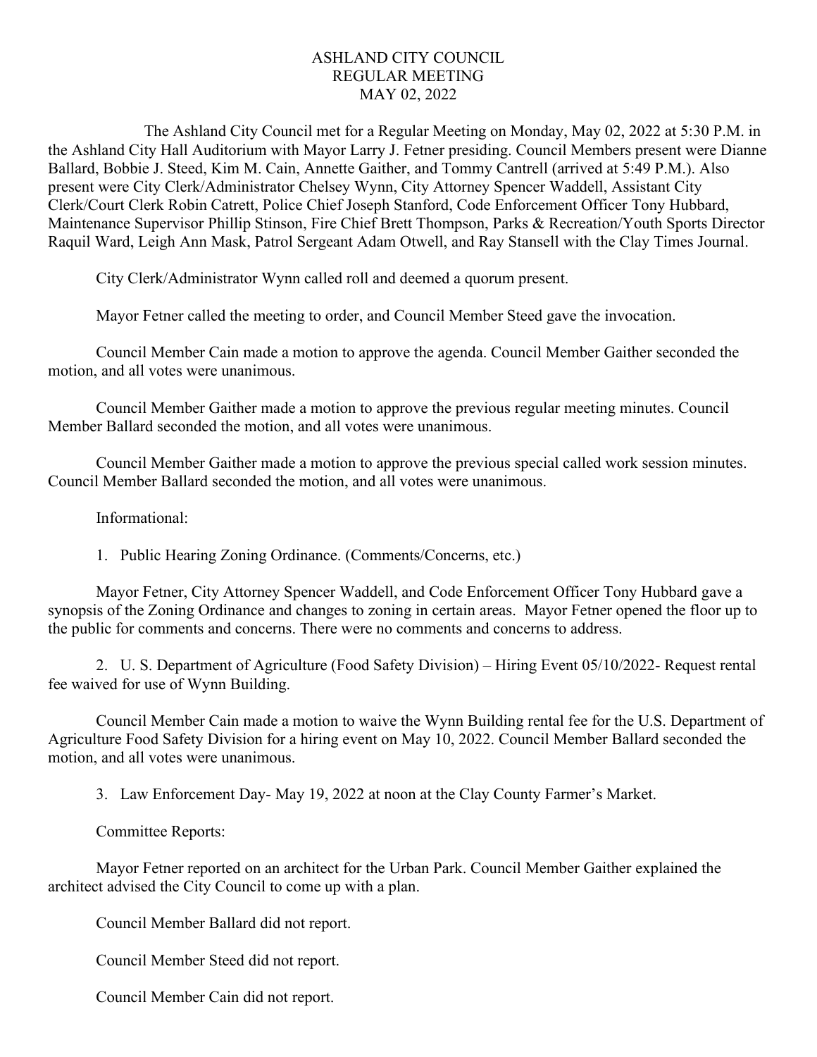# ASHLAND CITY COUNCIL
## REGULAR MEETING
## MAY 02, 2022

The Ashland City Council met for a Regular Meeting on Monday, May 02, 2022 at 5:30 P.M. in the Ashland City Hall Auditorium with Mayor Larry J. Fetner presiding. Council Members present were Dianne Ballard, Bobbie J. Steed, Kim M. Cain, Annette Gaither, and Tommy Cantrell (arrived at 5:49 P.M.). Also present were City Clerk/Administrator Chelsey Wynn, City Attorney Spencer Waddell, Assistant City Clerk/Court Clerk Robin Catrett, Police Chief Joseph Stanford, Code Enforcement Officer Tony Hubbard, Maintenance Supervisor Phillip Stinson, Fire Chief Brett Thompson, Parks & Recreation/Youth Sports Director Raquil Ward, Leigh Ann Mask, Patrol Sergeant Adam Otwell, and Ray Stansell with the Clay Times Journal.

City Clerk/Administrator Wynn called roll and deemed a quorum present.

Mayor Fetner called the meeting to order, and Council Member Steed gave the invocation.

Council Member Cain made a motion to approve the agenda. Council Member Gaither seconded the motion, and all votes were unanimous.

Council Member Gaither made a motion to approve the previous regular meeting minutes. Council Member Ballard seconded the motion, and all votes were unanimous.

Council Member Gaither made a motion to approve the previous special called work session minutes. Council Member Ballard seconded the motion, and all votes were unanimous.

Informational:

1. Public Hearing Zoning Ordinance. (Comments/Concerns, etc.)

Mayor Fetner, City Attorney Spencer Waddell, and Code Enforcement Officer Tony Hubbard gave a synopsis of the Zoning Ordinance and changes to zoning in certain areas. Mayor Fetner opened the floor up to the public for comments and concerns. There were no comments and concerns to address.

2. U. S. Department of Agriculture (Food Safety Division) – Hiring Event 05/10/2022- Request rental fee waived for use of Wynn Building.

Council Member Cain made a motion to waive the Wynn Building rental fee for the U.S. Department of Agriculture Food Safety Division for a hiring event on May 10, 2022. Council Member Ballard seconded the motion, and all votes were unanimous.

3. Law Enforcement Day- May 19, 2022 at noon at the Clay County Farmer's Market.

Committee Reports:

Mayor Fetner reported on an architect for the Urban Park. Council Member Gaither explained the architect advised the City Council to come up with a plan.

Council Member Ballard did not report.

Council Member Steed did not report.

Council Member Cain did not report.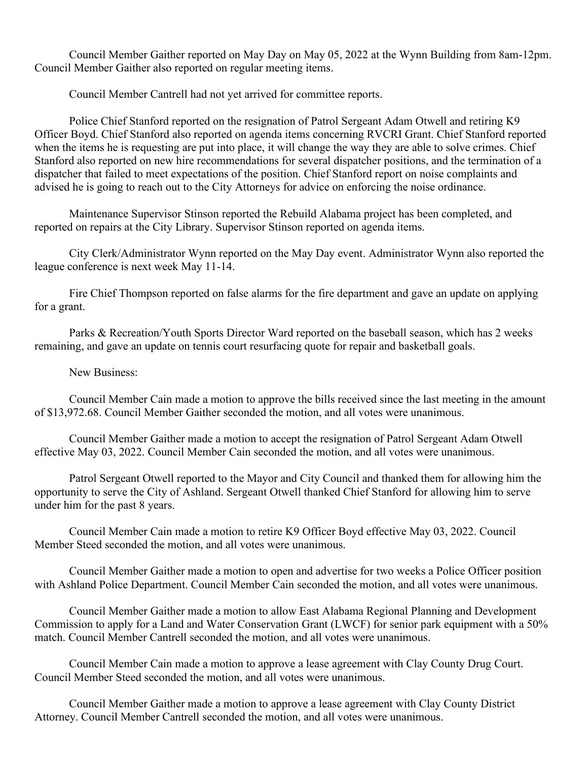Council Member Gaither reported on May Day on May 05, 2022 at the Wynn Building from 8am-12pm. Council Member Gaither also reported on regular meeting items.

Council Member Cantrell had not yet arrived for committee reports.

Police Chief Stanford reported on the resignation of Patrol Sergeant Adam Otwell and retiring K9 Officer Boyd. Chief Stanford also reported on agenda items concerning RVCRI Grant. Chief Stanford reported when the items he is requesting are put into place, it will change the way they are able to solve crimes. Chief Stanford also reported on new hire recommendations for several dispatcher positions, and the termination of a dispatcher that failed to meet expectations of the position. Chief Stanford report on noise complaints and advised he is going to reach out to the City Attorneys for advice on enforcing the noise ordinance.

Maintenance Supervisor Stinson reported the Rebuild Alabama project has been completed, and reported on repairs at the City Library. Supervisor Stinson reported on agenda items.

City Clerk/Administrator Wynn reported on the May Day event. Administrator Wynn also reported the league conference is next week May 11-14.

Fire Chief Thompson reported on false alarms for the fire department and gave an update on applying for a grant.

Parks & Recreation/Youth Sports Director Ward reported on the baseball season, which has 2 weeks remaining, and gave an update on tennis court resurfacing quote for repair and basketball goals.

New Business:

Council Member Cain made a motion to approve the bills received since the last meeting in the amount of $13,972.68. Council Member Gaither seconded the motion, and all votes were unanimous.

Council Member Gaither made a motion to accept the resignation of Patrol Sergeant Adam Otwell effective May 03, 2022. Council Member Cain seconded the motion, and all votes were unanimous.

Patrol Sergeant Otwell reported to the Mayor and City Council and thanked them for allowing him the opportunity to serve the City of Ashland. Sergeant Otwell thanked Chief Stanford for allowing him to serve under him for the past 8 years.

Council Member Cain made a motion to retire K9 Officer Boyd effective May 03, 2022. Council Member Steed seconded the motion, and all votes were unanimous.

Council Member Gaither made a motion to open and advertise for two weeks a Police Officer position with Ashland Police Department. Council Member Cain seconded the motion, and all votes were unanimous.

Council Member Gaither made a motion to allow East Alabama Regional Planning and Development Commission to apply for a Land and Water Conservation Grant (LWCF) for senior park equipment with a 50% match. Council Member Cantrell seconded the motion, and all votes were unanimous.

Council Member Cain made a motion to approve a lease agreement with Clay County Drug Court. Council Member Steed seconded the motion, and all votes were unanimous.

Council Member Gaither made a motion to approve a lease agreement with Clay County District Attorney. Council Member Cantrell seconded the motion, and all votes were unanimous.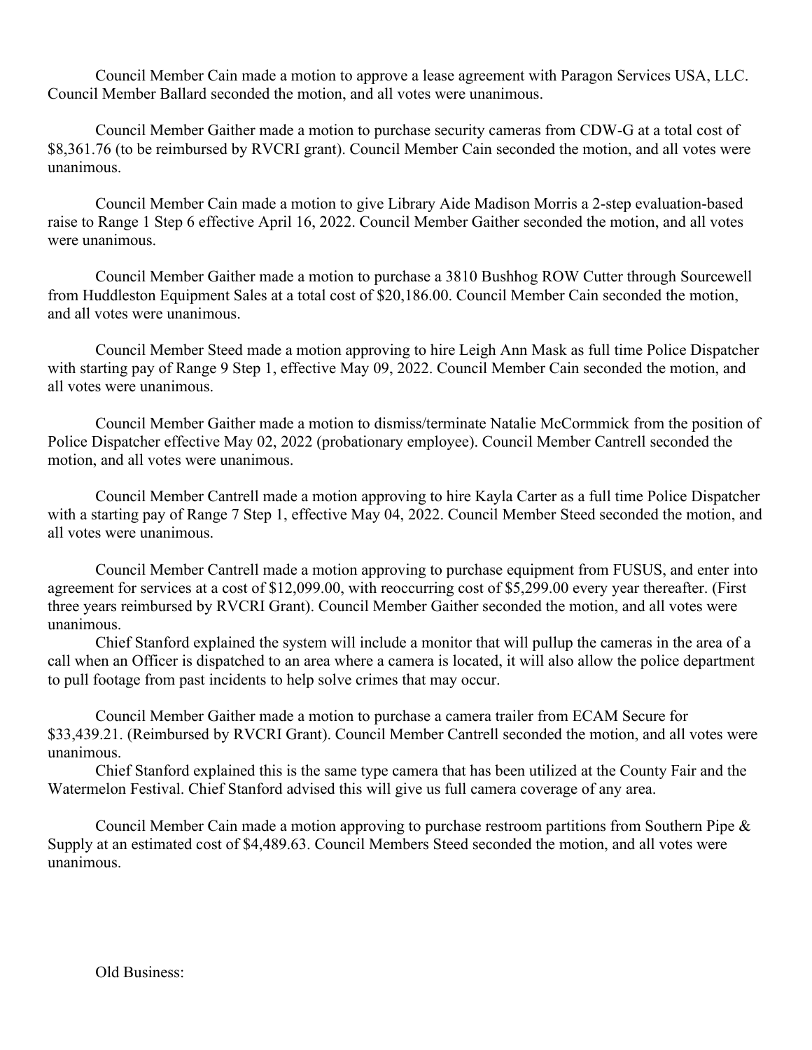Council Member Cain made a motion to approve a lease agreement with Paragon Services USA, LLC. Council Member Ballard seconded the motion, and all votes were unanimous.

Council Member Gaither made a motion to purchase security cameras from CDW-G at a total cost of $8,361.76 (to be reimbursed by RVCRI grant). Council Member Cain seconded the motion, and all votes were unanimous.

Council Member Cain made a motion to give Library Aide Madison Morris a 2-step evaluation-based raise to Range 1 Step 6 effective April 16, 2022. Council Member Gaither seconded the motion, and all votes were unanimous.

Council Member Gaither made a motion to purchase a 3810 Bushhog ROW Cutter through Sourcewell from Huddleston Equipment Sales at a total cost of $20,186.00. Council Member Cain seconded the motion, and all votes were unanimous.

Council Member Steed made a motion approving to hire Leigh Ann Mask as full time Police Dispatcher with starting pay of Range 9 Step 1, effective May 09, 2022. Council Member Cain seconded the motion, and all votes were unanimous.

Council Member Gaither made a motion to dismiss/terminate Natalie McCormmick from the position of Police Dispatcher effective May 02, 2022 (probationary employee). Council Member Cantrell seconded the motion, and all votes were unanimous.

Council Member Cantrell made a motion approving to hire Kayla Carter as a full time Police Dispatcher with a starting pay of Range 7 Step 1, effective May 04, 2022. Council Member Steed seconded the motion, and all votes were unanimous.

Council Member Cantrell made a motion approving to purchase equipment from FUSUS, and enter into agreement for services at a cost of $12,099.00, with reoccurring cost of $5,299.00 every year thereafter. (First three years reimbursed by RVCRI Grant). Council Member Gaither seconded the motion, and all votes were unanimous.

Chief Stanford explained the system will include a monitor that will pullup the cameras in the area of a call when an Officer is dispatched to an area where a camera is located, it will also allow the police department to pull footage from past incidents to help solve crimes that may occur.

Council Member Gaither made a motion to purchase a camera trailer from ECAM Secure for $33,439.21. (Reimbursed by RVCRI Grant). Council Member Cantrell seconded the motion, and all votes were unanimous.

Chief Stanford explained this is the same type camera that has been utilized at the County Fair and the Watermelon Festival. Chief Stanford advised this will give us full camera coverage of any area.

Council Member Cain made a motion approving to purchase restroom partitions from Southern Pipe & Supply at an estimated cost of $4,489.63. Council Members Steed seconded the motion, and all votes were unanimous.

Old Business: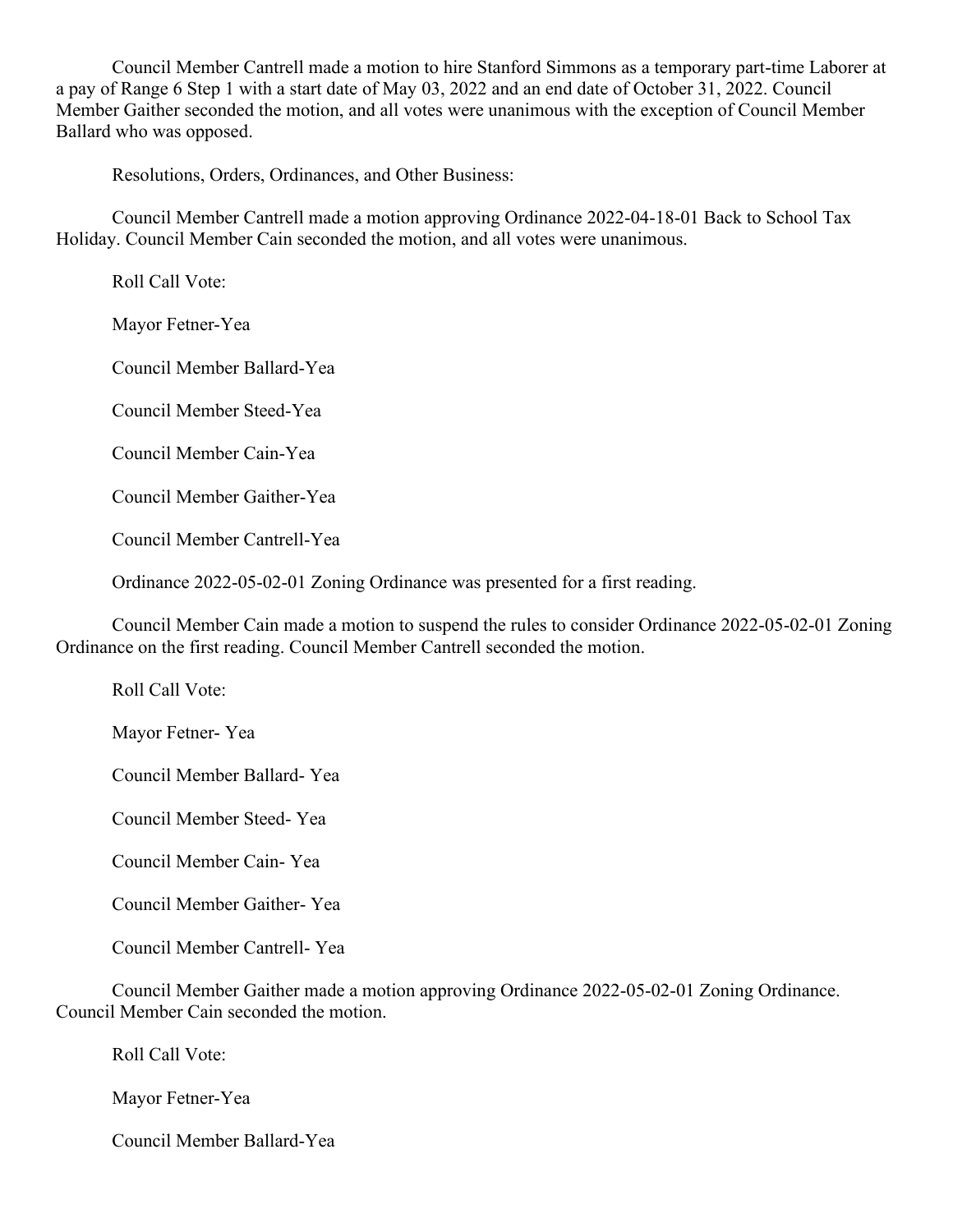Council Member Cantrell made a motion to hire Stanford Simmons as a temporary part-time Laborer at a pay of Range 6 Step 1 with a start date of May 03, 2022 and an end date of October 31, 2022. Council Member Gaither seconded the motion, and all votes were unanimous with the exception of Council Member Ballard who was opposed.

Resolutions, Orders, Ordinances, and Other Business:

Council Member Cantrell made a motion approving Ordinance 2022-04-18-01 Back to School Tax Holiday. Council Member Cain seconded the motion, and all votes were unanimous.

Roll Call Vote:

Mayor Fetner-Yea

Council Member Ballard-Yea

Council Member Steed-Yea

Council Member Cain-Yea

Council Member Gaither-Yea

Council Member Cantrell-Yea

Ordinance 2022-05-02-01 Zoning Ordinance was presented for a first reading.

Council Member Cain made a motion to suspend the rules to consider Ordinance 2022-05-02-01 Zoning Ordinance on the first reading. Council Member Cantrell seconded the motion.

Roll Call Vote:

Mayor Fetner- Yea

Council Member Ballard- Yea

Council Member Steed- Yea

Council Member Cain- Yea

Council Member Gaither- Yea

Council Member Cantrell- Yea

Council Member Gaither made a motion approving Ordinance 2022-05-02-01 Zoning Ordinance. Council Member Cain seconded the motion.

Roll Call Vote:

Mayor Fetner-Yea

Council Member Ballard-Yea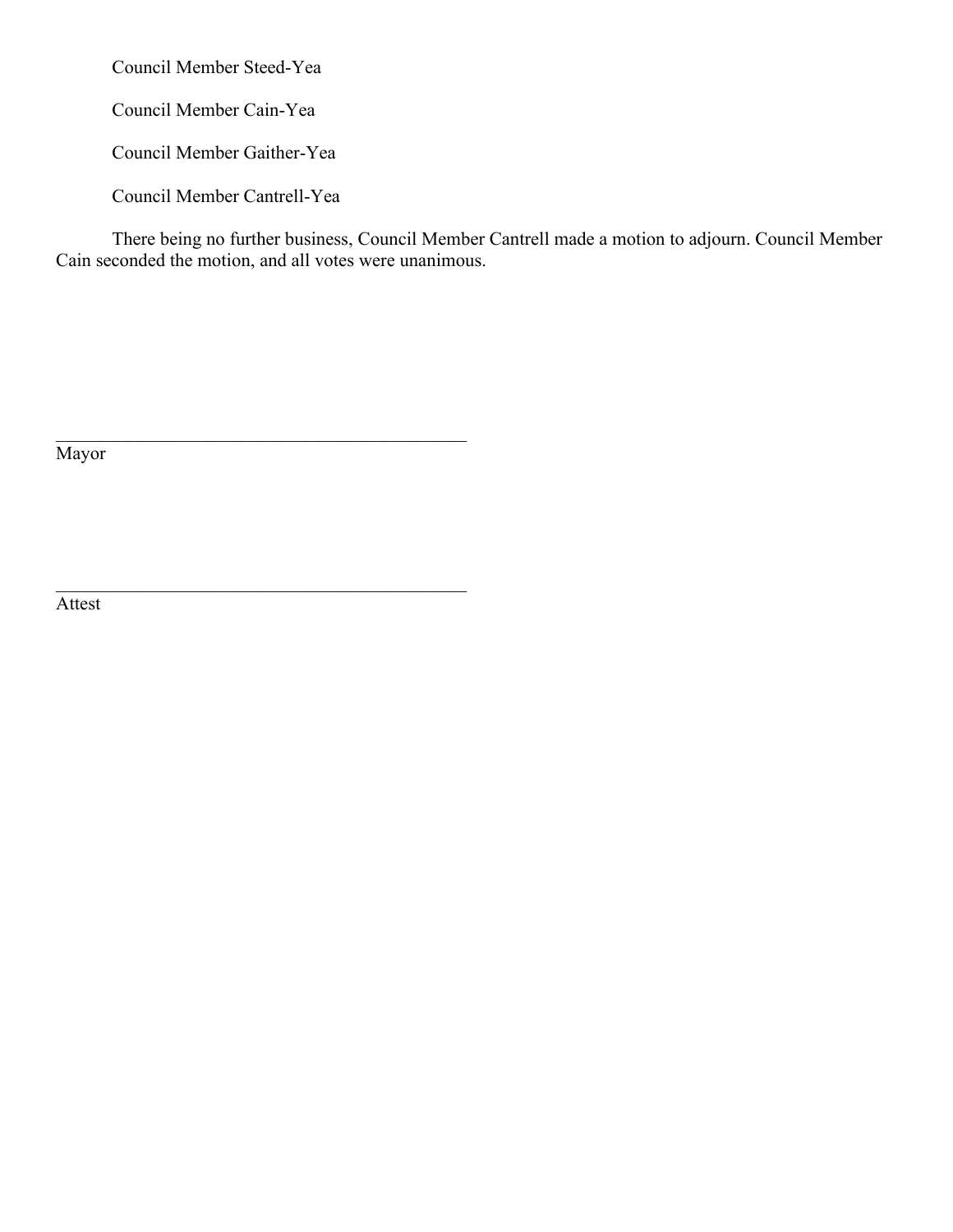Council Member Steed-Yea

Council Member Cain-Yea

Council Member Gaither-Yea

Council Member Cantrell-Yea

There being no further business, Council Member Cantrell made a motion to adjourn. Council Member Cain seconded the motion, and all votes were unanimous.

_____________________________________________
Mayor

_____________________________________________
Attest